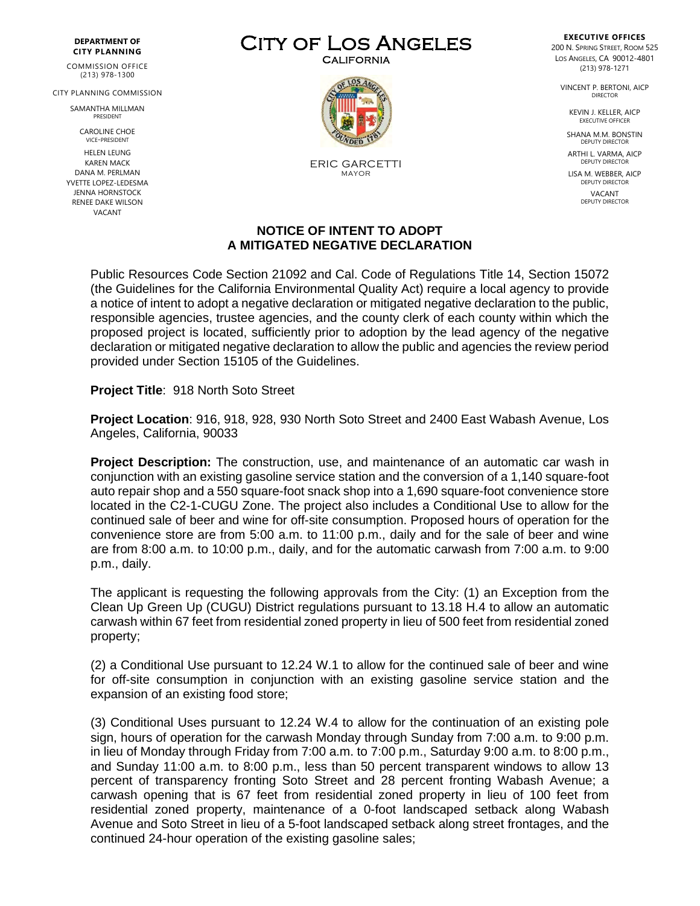**DEPARTMENT OF CITY PLANNING**

COMMISSION OFFICE
(213) 978-1300

CITY PLANNING COMMISSION

SAMANTHA MILLMAN
PRESIDENT

CAROLINE CHOE
VICE-PRESIDENT

HELEN LEUNG
KAREN MACK
DANA M. PERLMAN
YVETTE LOPEZ-LEDESMA
JENNA HORNSTOCK
RENEE DAKE WILSON
VACANT

# CITY OF LOS ANGELES

CALIFORNIA

ERIC GARCETTI
MAYOR

**EXECUTIVE OFFICES**

200 N. SPRING STREET, ROOM 525
LOS ANGELES, CA 90012-4801
(213) 978-1271

VINCENT P. BERTONI, AICP
DIRECTOR

KEVIN J. KELLER, AICP
EXECUTIVE OFFICER

SHANA M.M. BONSTIN
DEPUTY DIRECTOR

ARTHI L. VARMA, AICP
DEPUTY DIRECTOR

LISA M. WEBBER, AICP
DEPUTY DIRECTOR

VACANT
DEPUTY DIRECTOR

## NOTICE OF INTENT TO ADOPT A MITIGATED NEGATIVE DECLARATION

Public Resources Code Section 21092 and Cal. Code of Regulations Title 14, Section 15072 (the Guidelines for the California Environmental Quality Act) require a local agency to provide a notice of intent to adopt a negative declaration or mitigated negative declaration to the public, responsible agencies, trustee agencies, and the county clerk of each county within which the proposed project is located, sufficiently prior to adoption by the lead agency of the negative declaration or mitigated negative declaration to allow the public and agencies the review period provided under Section 15105 of the Guidelines.

**Project Title**: 918 North Soto Street

**Project Location**: 916, 918, 928, 930 North Soto Street and 2400 East Wabash Avenue, Los Angeles, California, 90033

**Project Description:** The construction, use, and maintenance of an automatic car wash in conjunction with an existing gasoline service station and the conversion of a 1,140 square-foot auto repair shop and a 550 square-foot snack shop into a 1,690 square-foot convenience store located in the C2-1-CUGU Zone. The project also includes a Conditional Use to allow for the continued sale of beer and wine for off-site consumption. Proposed hours of operation for the convenience store are from 5:00 a.m. to 11:00 p.m., daily and for the sale of beer and wine are from 8:00 a.m. to 10:00 p.m., daily, and for the automatic carwash from 7:00 a.m. to 9:00 p.m., daily.

The applicant is requesting the following approvals from the City: (1) an Exception from the Clean Up Green Up (CUGU) District regulations pursuant to 13.18 H.4 to allow an automatic carwash within 67 feet from residential zoned property in lieu of 500 feet from residential zoned property;

(2) a Conditional Use pursuant to 12.24 W.1 to allow for the continued sale of beer and wine for off-site consumption in conjunction with an existing gasoline service station and the expansion of an existing food store;

(3) Conditional Uses pursuant to 12.24 W.4 to allow for the continuation of an existing pole sign, hours of operation for the carwash Monday through Sunday from 7:00 a.m. to 9:00 p.m. in lieu of Monday through Friday from 7:00 a.m. to 7:00 p.m., Saturday 9:00 a.m. to 8:00 p.m., and Sunday 11:00 a.m. to 8:00 p.m., less than 50 percent transparent windows to allow 13 percent of transparency fronting Soto Street and 28 percent fronting Wabash Avenue; a carwash opening that is 67 feet from residential zoned property in lieu of 100 feet from residential zoned property, maintenance of a 0-foot landscaped setback along Wabash Avenue and Soto Street in lieu of a 5-foot landscaped setback along street frontages, and the continued 24-hour operation of the existing gasoline sales;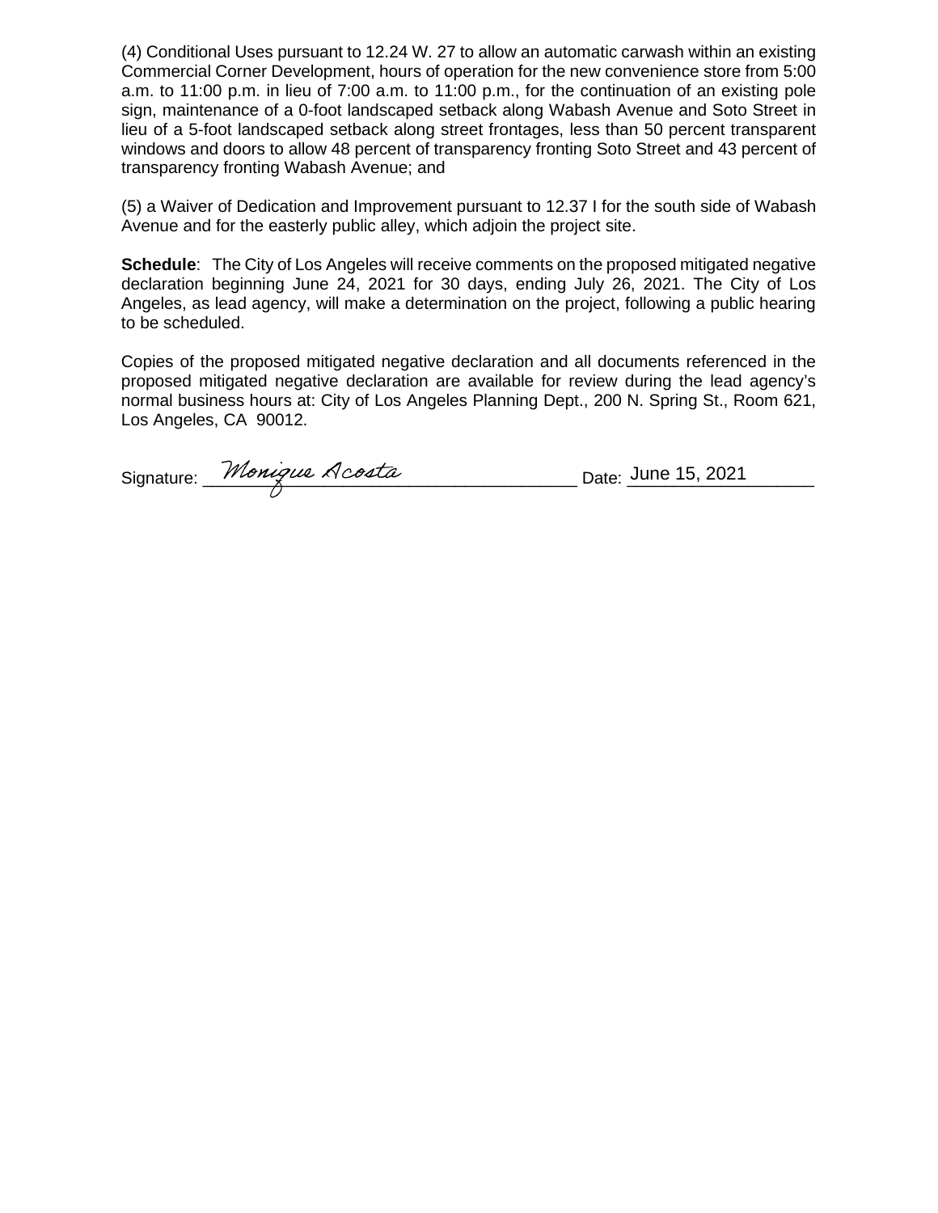(4) Conditional Uses pursuant to 12.24 W. 27 to allow an automatic carwash within an existing Commercial Corner Development, hours of operation for the new convenience store from 5:00 a.m. to 11:00 p.m. in lieu of 7:00 a.m. to 11:00 p.m., for the continuation of an existing pole sign, maintenance of a 0-foot landscaped setback along Wabash Avenue and Soto Street in lieu of a 5-foot landscaped setback along street frontages, less than 50 percent transparent windows and doors to allow 48 percent of transparency fronting Soto Street and 43 percent of transparency fronting Wabash Avenue; and

(5) a Waiver of Dedication and Improvement pursuant to 12.37 I for the south side of Wabash Avenue and for the easterly public alley, which adjoin the project site.

**Schedule**: The City of Los Angeles will receive comments on the proposed mitigated negative declaration beginning June 24, 2021 for 30 days, ending July 26, 2021. The City of Los Angeles, as lead agency, will make a determination on the project, following a public hearing to be scheduled.

Copies of the proposed mitigated negative declaration and all documents referenced in the proposed mitigated negative declaration are available for review during the lead agency's normal business hours at: City of Los Angeles Planning Dept., 200 N. Spring St., Room 621, Los Angeles, CA 90012.

Signature: Monique Acosta Date: June 15, 2021